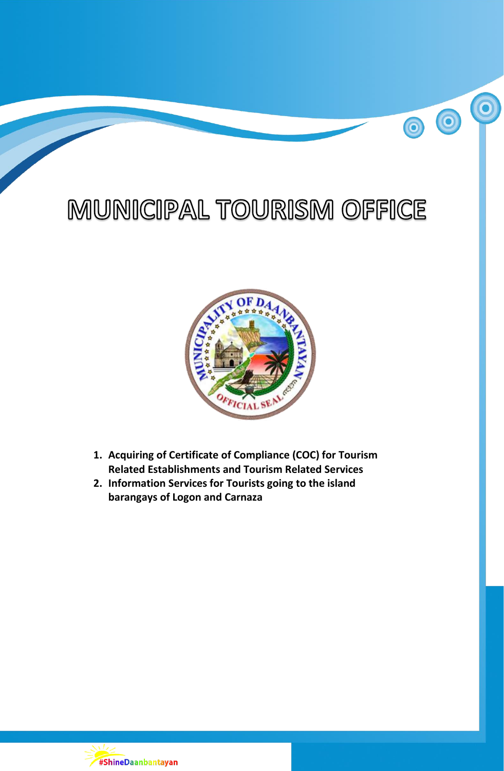# MUNICIPAL TOURISM OFFICE

1. **Acquiring of Certificate of Compliance (COC) for Tourism Related Establishments and Tourism Related Services**
2. **Information Services for Tourists going to the island barangays of Logon and Carnaza**

#ShineDaanbantayan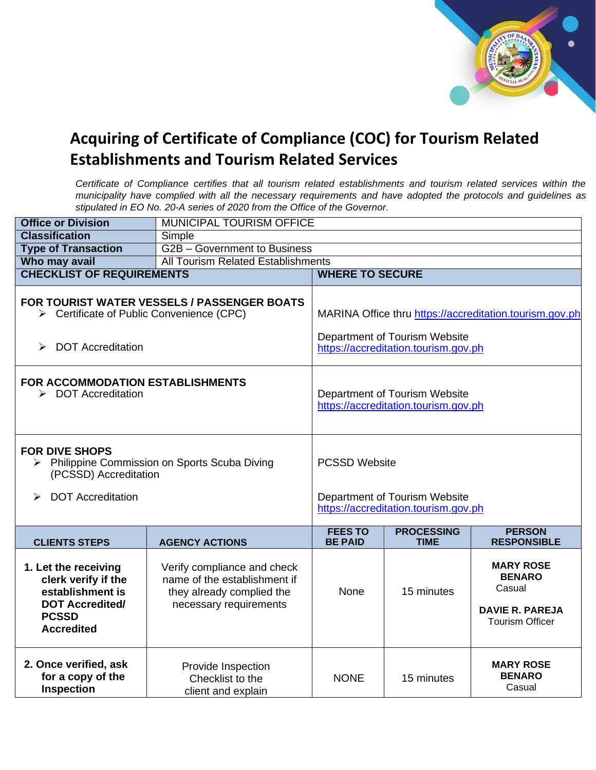# Acquiring of Certificate of Compliance (COC) for Tourism Related Establishments and Tourism Related Services

*Certificate of Compliance certifies that all tourism related establishments and tourism related services within the municipality have complied with all the necessary requirements and have adopted the protocols and guidelines as stipulated in EO No. 20-A series of 2020 from the Office of the Governor.*

| **Office or Division** | MUNICIPAL TOURISM OFFICE |
|---|---|
| **Classification** | Simple |
| **Type of Transaction** | G2B – Government to Business |
| **Who may avail** | All Tourism Related Establishments |

| **CHECKLIST OF REQUIREMENTS** | **WHERE TO SECURE** |
|---|---|
| **FOR TOURIST WATER VESSELS / PASSENGER BOATS**<br>➢ Certificate of Public Convenience (CPC)<br>➢ DOT Accreditation | MARINA Office thru https://accreditation.tourism.gov.ph<br>Department of Tourism Website https://accreditation.tourism.gov.ph |
| **FOR ACCOMMODATION ESTABLISHMENTS**<br>➢ DOT Accreditation | Department of Tourism Website https://accreditation.tourism.gov.ph |
| **FOR DIVE SHOPS**<br>➢ Philippine Commission on Sports Scuba Diving (PCSSD) Accreditation<br>➢ DOT Accreditation | PCSSD Website<br>Department of Tourism Website https://accreditation.tourism.gov.ph |

| **CLIENTS STEPS** | **AGENCY ACTIONS** | **FEES TO BE PAID** | **PROCESSING TIME** | **PERSON RESPONSIBLE** |
|---|---|---|---|---|
| **1. Let the receiving clerk verify if the establishment is DOT Accredited/ PCSSD Accredited** | Verify compliance and check name of the establishment if they already complied the necessary requirements | None | 15 minutes | **MARY ROSE BENARO**<br>Casual<br>**DAVIE R. PAREJA**<br>Tourism Officer |
| **2. Once verified, ask for a copy of the Inspection** | Provide Inspection Checklist to the client and explain | NONE | 15 minutes | **MARY ROSE BENARO**<br>Casual |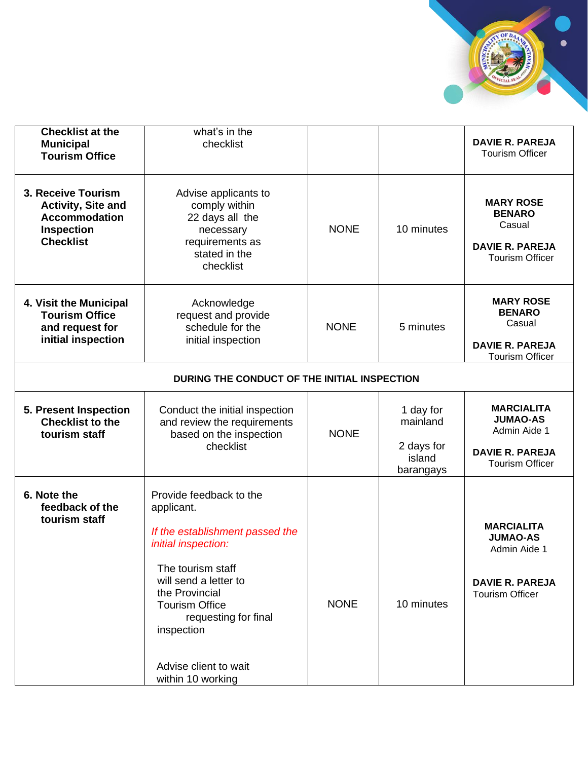| | | | | |
|---|---|---|---|---|
| **Checklist at the Municipal Tourism Office** | what's in the checklist | | | **DAVIE R. PAREJA** Tourism Officer |
| **3. Receive Tourism Activity, Site and Accommodation Inspection Checklist** | Advise applicants to comply within 22 days all the necessary requirements as stated in the checklist | NONE | 10 minutes | **MARY ROSE BENARO** Casual<br><br>**DAVIE R. PAREJA** Tourism Officer |
| **4. Visit the Municipal Tourism Office and request for initial inspection** | Acknowledge request and provide schedule for the initial inspection | NONE | 5 minutes | **MARY ROSE BENARO** Casual<br><br>**DAVIE R. PAREJA** Tourism Officer |
| **DURING THE CONDUCT OF THE INITIAL INSPECTION** | | | | |
| **5. Present Inspection Checklist to the tourism staff** | Conduct the initial inspection and review the requirements based on the inspection checklist | NONE | 1 day for mainland<br><br>2 days for island barangays | **MARCIALITA JUMAO-AS** Admin Aide 1<br><br>**DAVIE R. PAREJA** Tourism Officer |
| **6. Note the feedback of the tourism staff** | Provide feedback to the applicant.<br><br>*If the establishment passed the initial inspection:*<br><br>The tourism staff will send a letter to the Provincial Tourism Office requesting for final inspection<br><br>Advise client to wait within 10 working | NONE | 10 minutes | **MARCIALITA JUMAO-AS** Admin Aide 1<br><br>**DAVIE R. PAREJA** Tourism Officer |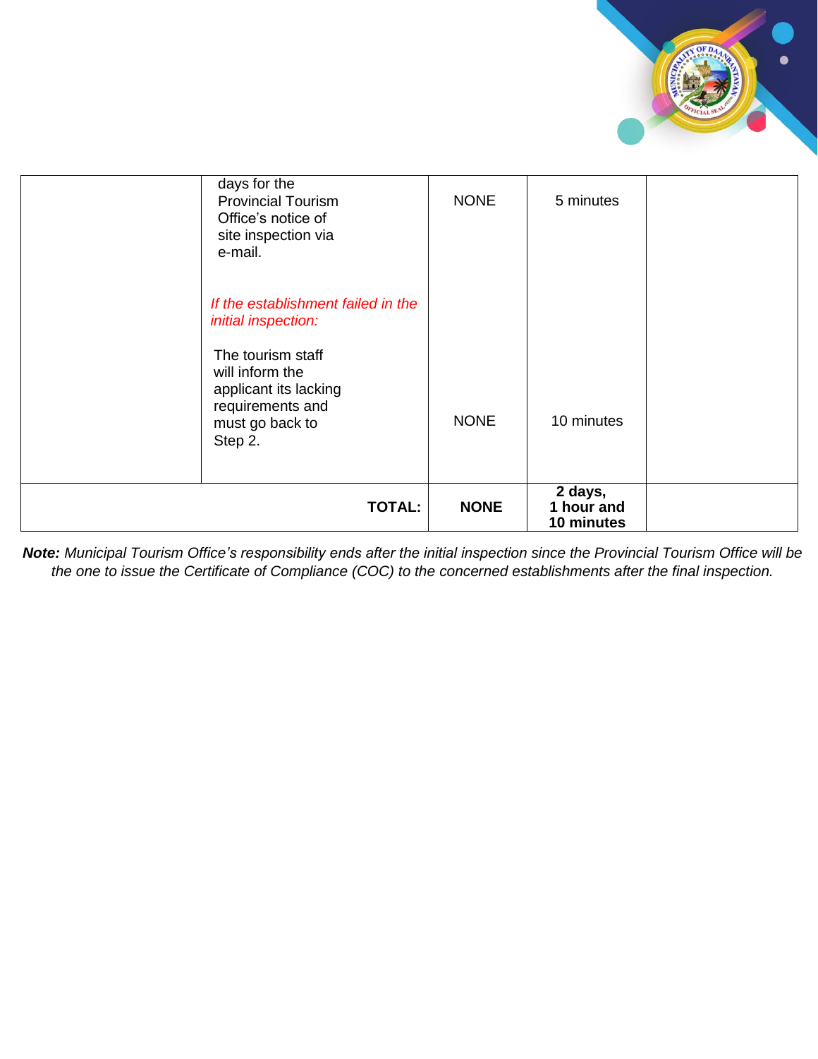| | | | | |
|---|---|---|---|---|
| | days for the Provincial Tourism Office's notice of site inspection via e-mail.<br><br>*If the establishment failed in the initial inspection:*<br><br>The tourism staff will inform the applicant its lacking requirements and must go back to Step 2. | NONE<br><br><br><br>NONE | 5 minutes<br><br><br><br>10 minutes | |
| **TOTAL:** | | **NONE** | **2 days, 1 hour and 10 minutes** | |

***Note:*** *Municipal Tourism Office's responsibility ends after the initial inspection since the Provincial Tourism Office will be the one to issue the Certificate of Compliance (COC) to the concerned establishments after the final inspection.*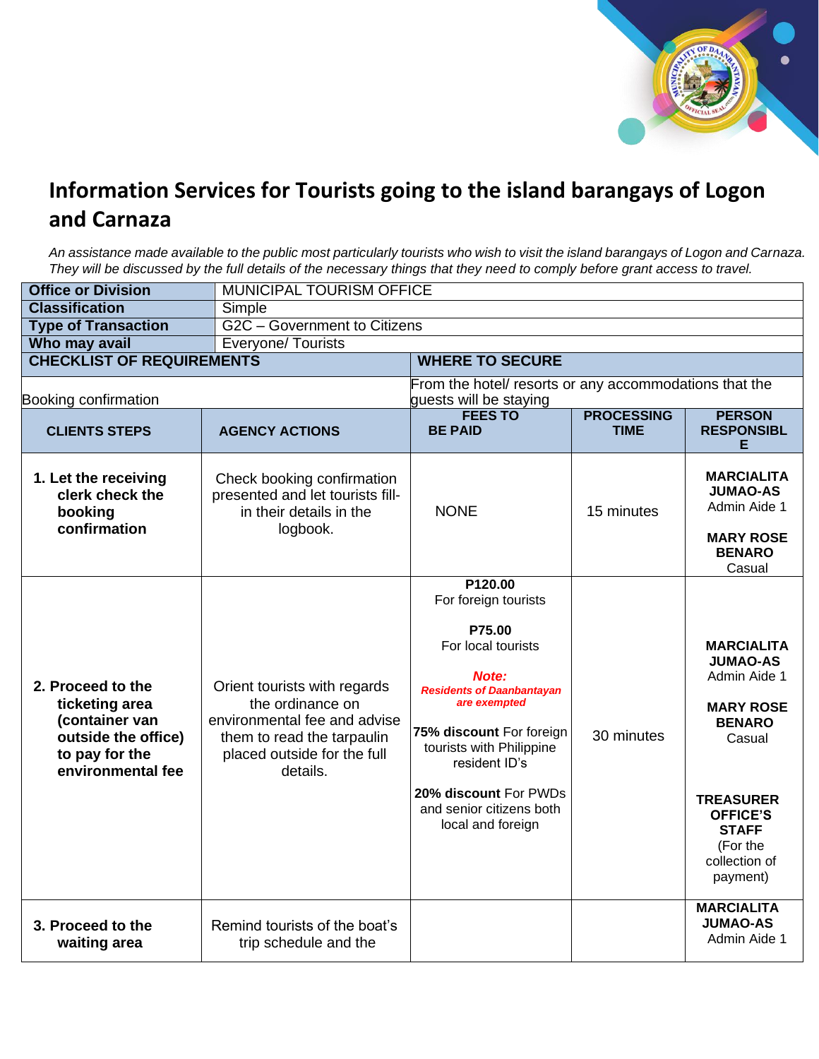# Information Services for Tourists going to the island barangays of Logon and Carnaza

*An assistance made available to the public most particularly tourists who wish to visit the island barangays of Logon and Carnaza. They will be discussed by the full details of the necessary things that they need to comply before grant access to travel.*

| **Office or Division** | MUNICIPAL TOURISM OFFICE | | | |
|---|---|---|---|---|
| **Classification** | Simple | | | |
| **Type of Transaction** | G2C – Government to Citizens | | | |
| **Who may avail** | Everyone/ Tourists | | | |
| **CHECKLIST OF REQUIREMENTS** | | **WHERE TO SECURE** | | |
| Booking confirmation | | From the hotel/ resorts or any accommodations that the guests will be staying | | |
| **CLIENTS STEPS** | **AGENCY ACTIONS** | **FEES TO BE PAID** | **PROCESSING TIME** | **PERSON RESPONSIBLE** |
| **1. Let the receiving clerk check the booking confirmation** | Check booking confirmation presented and let tourists fill-in their details in the logbook. | NONE | 15 minutes | **MARCIALITA JUMAO-AS** Admin Aide 1<br><br>**MARY ROSE BENARO** Casual |
| **2. Proceed to the ticketing area (container van outside the office) to pay for the environmental fee** | Orient tourists with regards the ordinance on environmental fee and advise them to read the tarpaulin placed outside for the full details. | **P120.00** For foreign tourists<br><br>**P75.00** For local tourists<br><br>***Note:*** ***Residents of Daanbantayan are exempted***<br><br>**75% discount** For foreign tourists with Philippine resident ID's<br><br>**20% discount** For PWDs and senior citizens both local and foreign | 30 minutes | **MARCIALITA JUMAO-AS** Admin Aide 1<br><br>**MARY ROSE BENARO** Casual<br><br>**TREASURER OFFICE'S STAFF** (For the collection of payment) |
| **3. Proceed to the waiting area** | Remind tourists of the boat's trip schedule and the | | | **MARCIALITA JUMAO-AS** Admin Aide 1 |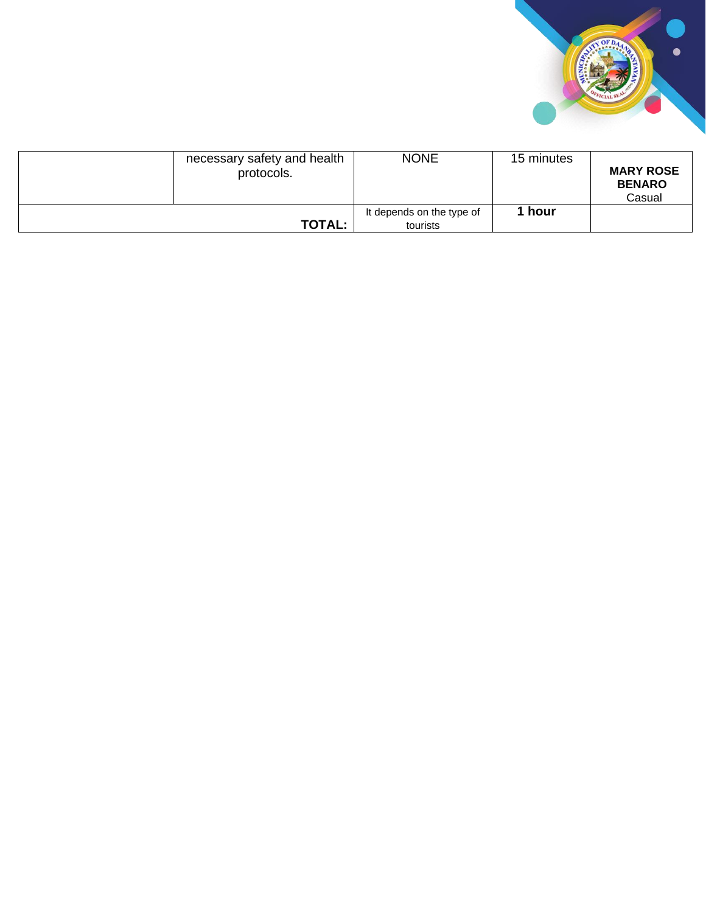| | | | | |
|---|---|---|---|---|
| | necessary safety and health protocols. | NONE | 15 minutes | **MARY ROSE BENARO** Casual |
| **TOTAL:** | | It depends on the type of tourists | **1 hour** | |